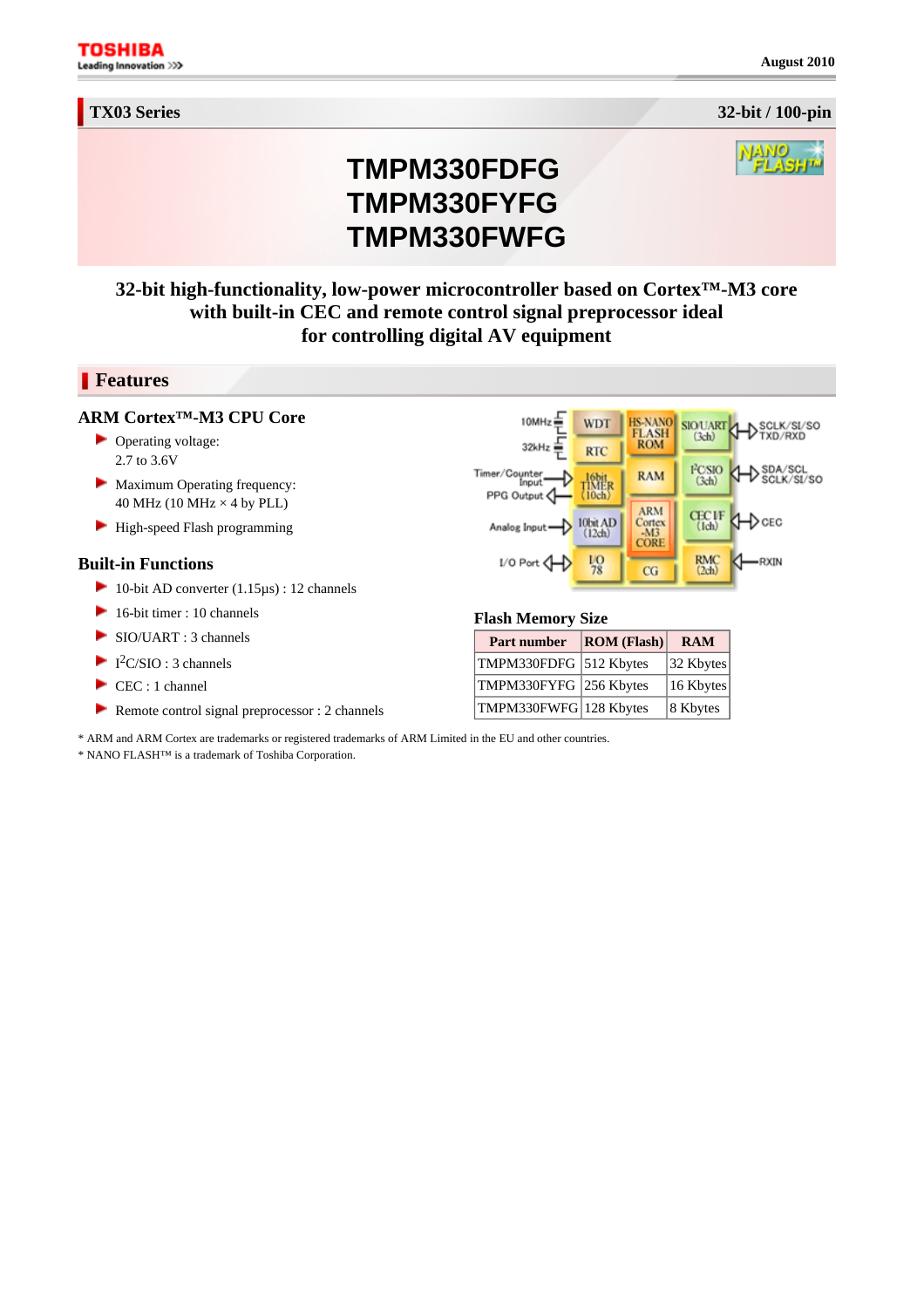August 2010

**TX03 Series** — **32-bit / 100-pin**

# TMPM330FDFG
# TMPM330FYFG
# TMPM330FWFG

**32-bit high-functionality, low-power microcontroller based on Cortex™-M3 core with built-in CEC and remote control signal preprocessor ideal for controlling digital AV equipment**

## Features

### ARM Cortex™-M3 CPU Core

- Operating voltage:
  2.7 to 3.6V
- Maximum Operating frequency:
  40 MHz (10 MHz × 4 by PLL)
- High-speed Flash programming

### Built-in Functions

- 10-bit AD converter (1.15μs) : 12 channels
- 16-bit timer : 10 channels
- SIO/UART : 3 channels
- $I^2C$/SIO : 3 channels
- CEC : 1 channel
- Remote control signal preprocessor : 2 channels

### Flash Memory Size

| Part number | ROM (Flash) | RAM |
|---|---|---|
| TMPM330FDFG | 512 Kbytes | 32 Kbytes |
| TMPM330FYFG | 256 Kbytes | 16 Kbytes |
| TMPM330FWFG | 128 Kbytes | 8 Kbytes |

\* ARM and ARM Cortex are trademarks or registered trademarks of ARM Limited in the EU and other countries.
\* NANO FLASH™ is a trademark of Toshiba Corporation.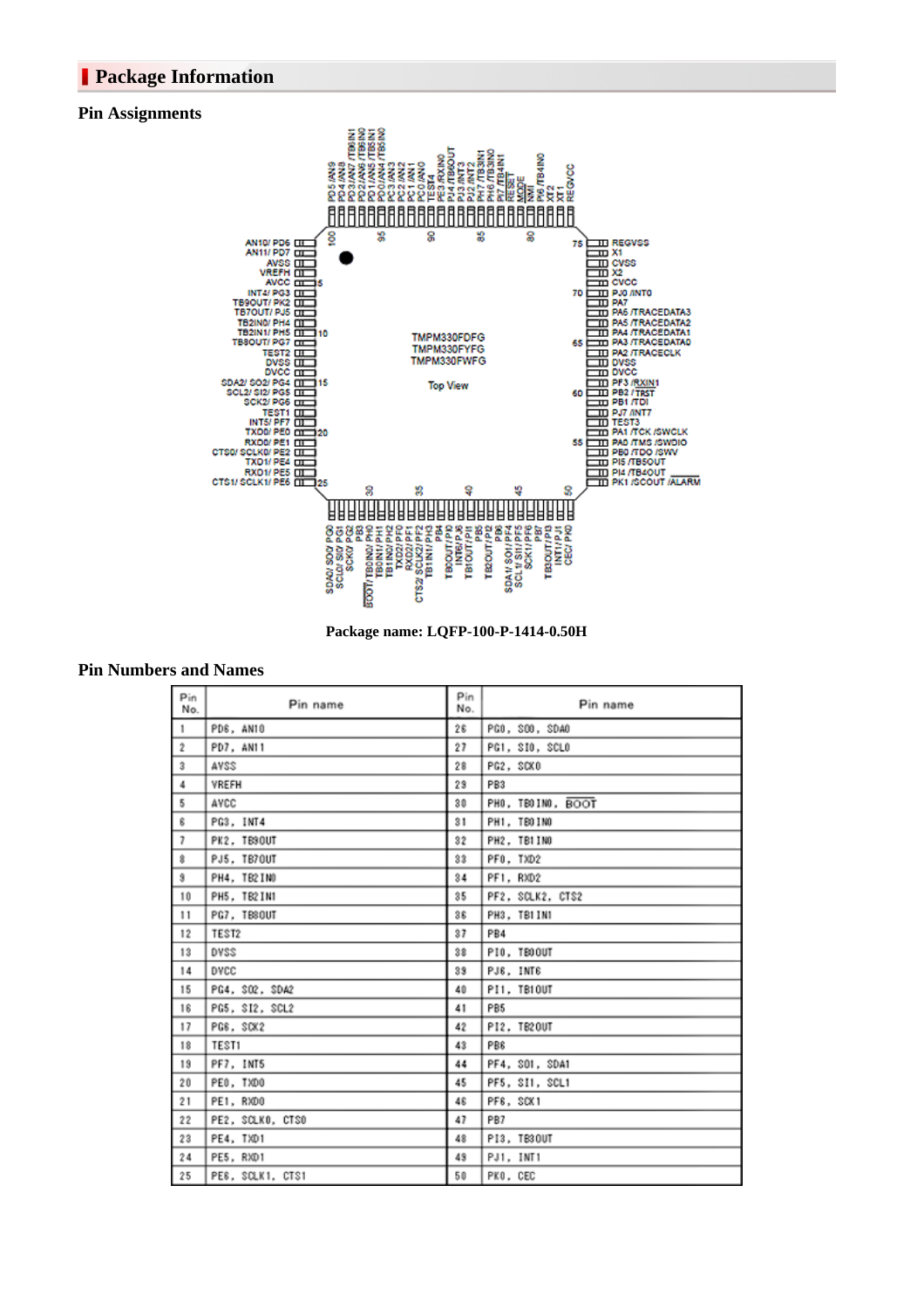## Package Information

### Pin Assignments

Package name: LQFP-100-P-1414-0.50H

### Pin Numbers and Names

| Pin No. | Pin name | Pin No. | Pin name |
|---|---|---|---|
| 1 | PD6, AN10 | 26 | PG0, SO0, SDA0 |
| 2 | PD7, AN11 | 27 | PG1, SI0, SCL0 |
| 3 | AVSS | 28 | PG2, SCK0 |
| 4 | VREFH | 29 | PB3 |
| 5 | AVCC | 30 | PH0, TB0IN0, BOOT |
| 6 | PG3, INT4 | 31 | PH1, TB0IN0 |
| 7 | PK2, TB9OUT | 32 | PH2, TB1IN0 |
| 8 | PJ5, TB7OUT | 33 | PF0, TXD2 |
| 9 | PH4, TB2IN0 | 34 | PF1, RXD2 |
| 10 | PH5, TB2IN1 | 35 | PF2, SCLK2, CTS2 |
| 11 | PG7, TB8OUT | 36 | PH3, TB1IN1 |
| 12 | TEST2 | 37 | PB4 |
| 13 | DVSS | 38 | PI0, TB0OUT |
| 14 | DVCC | 39 | PJ6, INT6 |
| 15 | PG4, SO2, SDA2 | 40 | PI1, TB1OUT |
| 16 | PG5, SI2, SCL2 | 41 | PB5 |
| 17 | PG6, SCK2 | 42 | PI2, TB2OUT |
| 18 | TEST1 | 43 | PB6 |
| 19 | PF7, INT5 | 44 | PF4, SO1, SDA1 |
| 20 | PE0, TXD0 | 45 | PF5, SI1, SCL1 |
| 21 | PE1, RXD0 | 46 | PF6, SCK1 |
| 22 | PE2, SCLK0, CTS0 | 47 | PB7 |
| 23 | PE4, TXD1 | 48 | PI3, TB3OUT |
| 24 | PE5, RXD1 | 49 | PJ1, INT1 |
| 25 | PE6, SCLK1, CTS1 | 50 | PK0, CEC |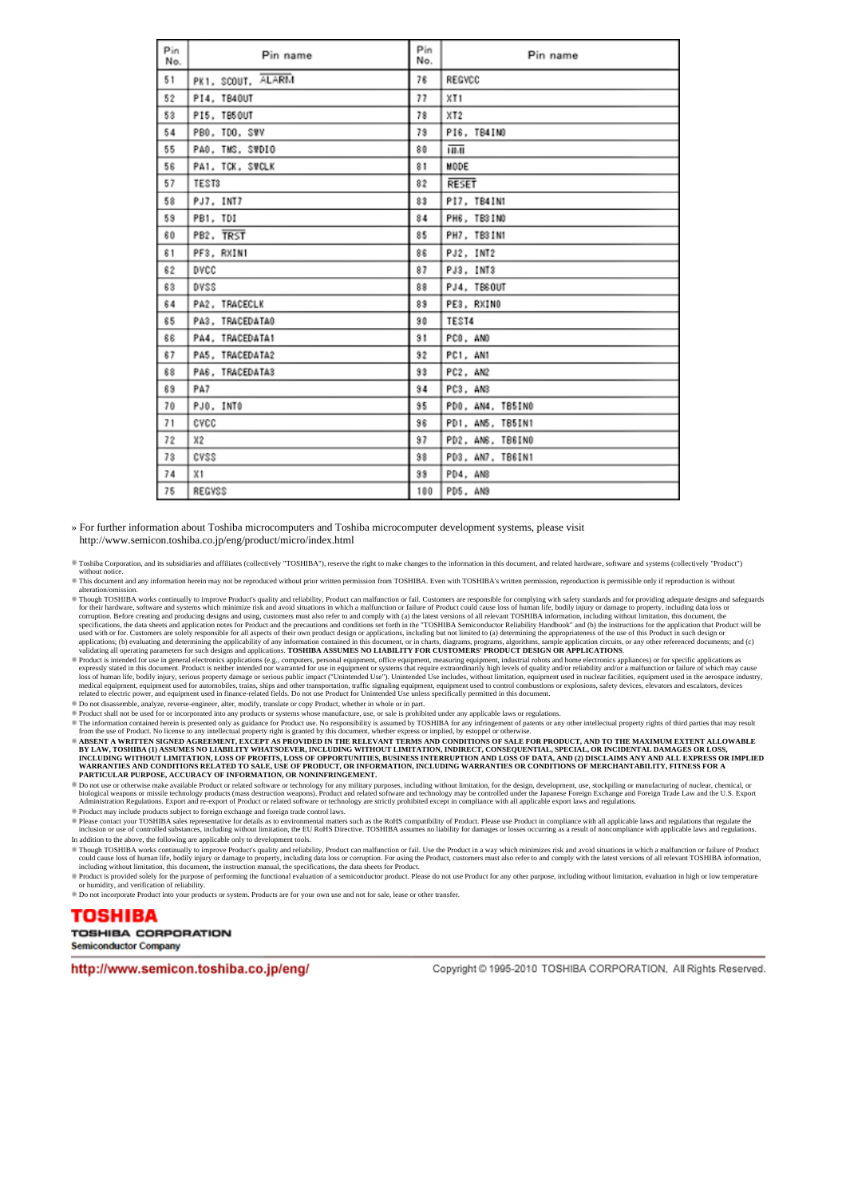| Pin No. | Pin name | Pin No. | Pin name |
|---|---|---|---|
| 51 | PK1, SCOUT, $\overline{ALARM}$ | 76 | REGVCC |
| 52 | PI4, TB4OUT | 77 | XT1 |
| 53 | PI5, TB5OUT | 78 | XT2 |
| 54 | PB0, TDO, SWV | 79 | PI6, TB4IN0 |
| 55 | PA0, TMS, SWDIO | 80 | $\overline{NMI}$ |
| 56 | PA1, TCK, SWCLK | 81 | MODE |
| 57 | TEST3 | 82 | $\overline{RESET}$ |
| 58 | PJ7, INT7 | 83 | PI7, TB4IN1 |
| 59 | PB1, TDI | 84 | PH6, TB3IN0 |
| 60 | PB2, $\overline{TRST}$ | 85 | PH7, TB3IN1 |
| 61 | PF3, RXIN1 | 86 | PJ2, INT2 |
| 62 | DVCC | 87 | PJ3, INT3 |
| 63 | DVSS | 88 | PJ4, TB6OUT |
| 64 | PA2, TRACECLK | 89 | PE3, RXIN0 |
| 65 | PA3, TRACEDATA0 | 90 | TEST4 |
| 66 | PA4, TRACEDATA1 | 91 | PC0, AN0 |
| 67 | PA5, TRACEDATA2 | 92 | PC1, AN1 |
| 68 | PA6, TRACEDATA3 | 93 | PC2, AN2 |
| 69 | PA7 | 94 | PC3, AN3 |
| 70 | PJ0, INT0 | 95 | PD0, AN4, TB5IN0 |
| 71 | CVCC | 96 | PD1, AN5, TB5IN1 |
| 72 | X2 | 97 | PD2, AN6, TB6IN0 |
| 73 | CVSS | 98 | PD3, AN7, TB6IN1 |
| 74 | X1 | 99 | PD4, AN8 |
| 75 | REGVSS | 100 | PD5, AN9 |

» For further information about Toshiba microcomputers and Toshiba microcomputer development systems, please visit http://www.semicon.toshiba.co.jp/eng/product/micro/index.html

- Toshiba Corporation, and its subsidiaries and affiliates (collectively "TOSHIBA"), reserve the right to make changes to the information in this document, and related hardware, software and systems (collectively "Product") without notice.
- This document and any information herein may not be reproduced without prior written permission from TOSHIBA. Even with TOSHIBA's written permission, reproduction is permissible only if reproduction is without alteration/omission.
- Though TOSHIBA works continually to improve Product's quality and reliability, Product can malfunction or fail. Customers are responsible for complying with safety standards and for providing adequate designs and safeguards for their hardware, software and systems which minimize risk and avoid situations in which a malfunction or failure of Product could cause loss of human life, bodily injury or damage to property, including data loss or corruption. Before creating and producing designs and using, customers must also refer to and comply with (a) the latest versions of all relevant TOSHIBA information, including without limitation, this document, the specifications, the data sheets and application notes for Product and the precautions and conditions set forth in the "TOSHIBA Semiconductor Reliability Handbook" and (b) the instructions for the application that Product will be used with or for. Customers are solely responsible for all aspects of their own product design or applications, including but not limited to (a) determining the appropriateness of the use of this Product in such design or applications; (b) evaluating and determining the applicability of any information contained in this document, or in charts, diagrams, programs, algorithms, sample application circuits, or any other referenced documents; and (c) validating all operating parameters for such designs and applications. **TOSHIBA ASSUMES NO LIABILITY FOR CUSTOMERS' PRODUCT DESIGN OR APPLICATIONS.**
- Product is intended for use in general electronics applications (e.g., computers, personal equipment, office equipment, measuring equipment, industrial robots and home electronics appliances) or for specific applications as expressly stated in this document. Product is neither intended nor warranted for use in equipment or systems that require extraordinarily high levels of quality and/or reliability and/or a malfunction or failure of which may cause loss of human life, bodily injury, serious property damage or serious public impact ("Unintended Use"). Unintended Use includes, without limitation, equipment used in nuclear facilities, equipment used in the aerospace industry, medical equipment, equipment used for automobiles, trains, ships and other transportation, traffic signaling equipment, equipment used to control combustions or explosions, safety devices, elevators and escalators, devices related to electric power, and equipment used in finance-related fields. Do not use Product for Unintended Use unless specifically permitted in this document.
- Do not disassemble, analyze, reverse-engineer, alter, modify, translate or copy Product, whether in whole or in part.
- Product shall not be used for or incorporated into any products or systems whose manufacture, use, or sale is prohibited under any applicable laws or regulations.
- The information contained herein is presented only as guidance for Product use. No responsibility is assumed by TOSHIBA for any infringement of patents or any other intellectual property rights of third parties that may result from the use of Product. No license to any intellectual property right is granted by this document, whether express or implied, by estoppel or otherwise.
- **ABSENT A WRITTEN SIGNED AGREEMENT, EXCEPT AS PROVIDED IN THE RELEVANT TERMS AND CONDITIONS OF SALE FOR PRODUCT, AND TO THE MAXIMUM EXTENT ALLOWABLE BY LAW, TOSHIBA (1) ASSUMES NO LIABILITY WHATSOEVER, INCLUDING WITHOUT LIMITATION, INDIRECT, CONSEQUENTIAL, SPECIAL, OR INCIDENTAL DAMAGES OR LOSS, INCLUDING WITHOUT LIMITATION, LOSS OF PROFITS, LOSS OF OPPORTUNITIES, BUSINESS INTERRUPTION AND LOSS OF DATA, AND (2) DISCLAIMS ANY AND ALL EXPRESS OR IMPLIED WARRANTIES AND CONDITIONS RELATED TO SALE, USE OF PRODUCT, OR INFORMATION, INCLUDING WARRANTIES OR CONDITIONS OF MERCHANTABILITY, FITNESS FOR A PARTICULAR PURPOSE, ACCURACY OF INFORMATION, OR NONINFRINGEMENT.**
- Do not use or otherwise make available Product or related software or technology for any military purposes, including without limitation, for the design, development, use, stockpiling or manufacturing of nuclear, chemical, or biological weapons or missile technology products (mass destruction weapons). Product and related software and technology may be controlled under the Japanese Foreign Exchange and Foreign Trade Law and the U.S. Export Administration Regulations. Export and re-export of Product or related software or technology are strictly prohibited except in compliance with all applicable export laws and regulations.
- Product may include products subject to foreign exchange and foreign trade control laws.
- Please contact your TOSHIBA sales representative for details as to environmental matters such as the RoHS compatibility of Product. Please use Product in compliance with all applicable laws and regulations that regulate the inclusion or use of controlled substances, including without limitation, the EU RoHS Directive. TOSHIBA assumes no liability for damages or losses occurring as a result of noncompliance with applicable laws and regulations.

In addition to the above, the following are applicable only to development tools.

- Though TOSHIBA works continually to improve Product's quality and reliability, Product can malfunction or fail. Use the Product in a way which minimizes risk and avoid situations in which a malfunction or failure of Product could cause loss of human life, bodily injury or damage to property, including data loss or corruption. For using the Product, customers must also refer to and comply with the latest versions of all relevant TOSHIBA information, including without limitation, this document, the instruction manual, the specifications, the data sheets for Product.
- Product is provided solely for the purpose of performing the functional evaluation of a semiconductor product. Please do not use Product for any other purpose, including without limitation, evaluation in high or low temperature or humidity, and verification of reliability.
- Do not incorporate Product into your products or system. Products are for your own use and not for sale, lease or other transfer.

**TOSHIBA**

**TOSHIBA CORPORATION**
**Semiconductor Company**

http://www.semicon.toshiba.co.jp/eng/

Copyright © 1995-2010 TOSHIBA CORPORATION, All Rights Reserved.